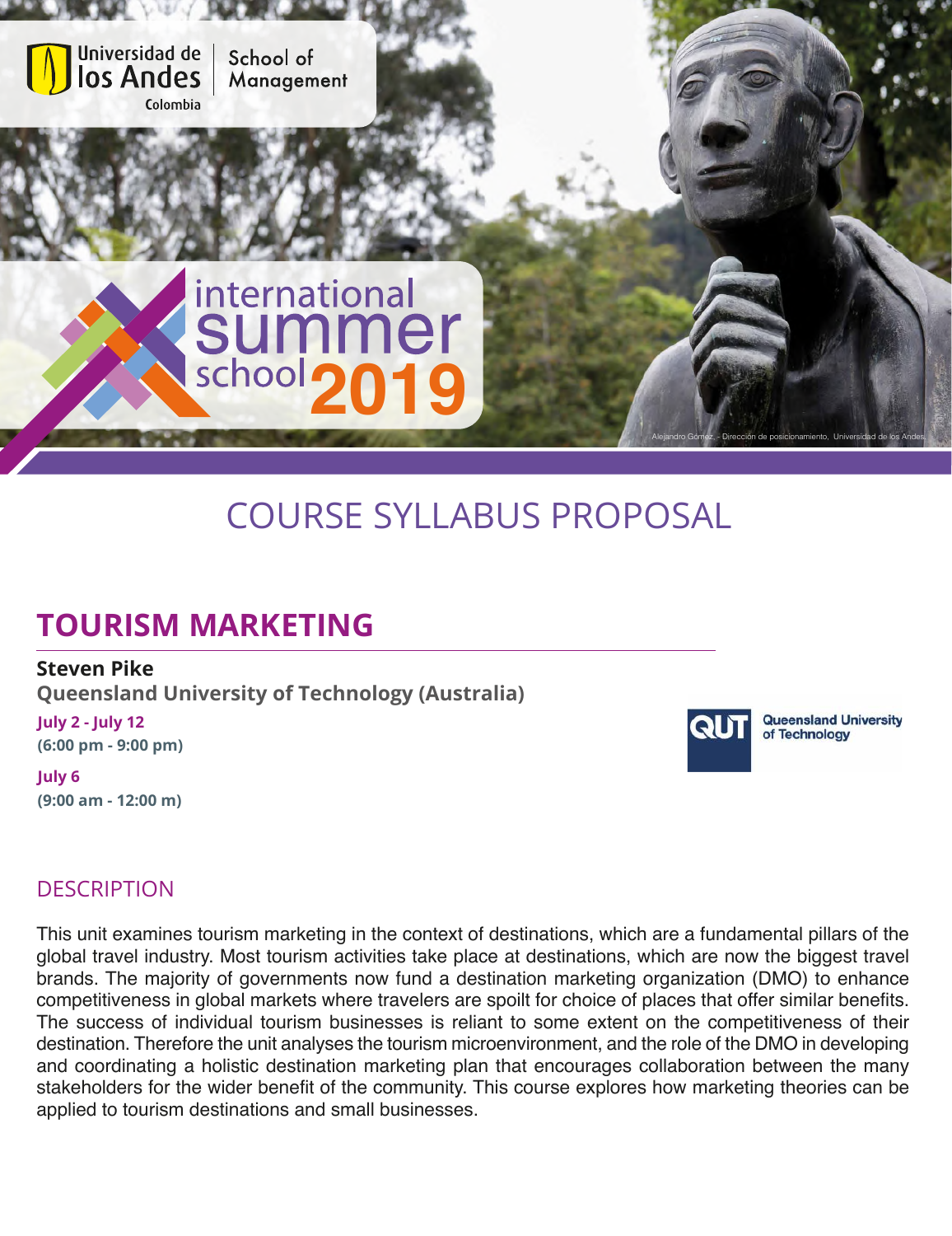Universidad de los Andes Colombia | School of Management

international summer school 2019

Alejandro Gómez. - Dirección de posicionamiento, Universidad de los Andes.

# COURSE SYLLABUS PROPOSAL

## TOURISM MARKETING

**Steven Pike**
**Queensland University of Technology (Australia)**

**July 2 - July 12**
**(6:00 pm - 9:00 pm)**

**July 6**
**(9:00 am - 12:00 m)**

Queensland University of Technology

### DESCRIPTION

This unit examines tourism marketing in the context of destinations, which are a fundamental pillars of the global travel industry. Most tourism activities take place at destinations, which are now the biggest travel brands. The majority of governments now fund a destination marketing organization (DMO) to enhance competitiveness in global markets where travelers are spoilt for choice of places that offer similar benefits. The success of individual tourism businesses is reliant to some extent on the competitiveness of their destination. Therefore the unit analyses the tourism microenvironment, and the role of the DMO in developing and coordinating a holistic destination marketing plan that encourages collaboration between the many stakeholders for the wider benefit of the community. This course explores how marketing theories can be applied to tourism destinations and small businesses.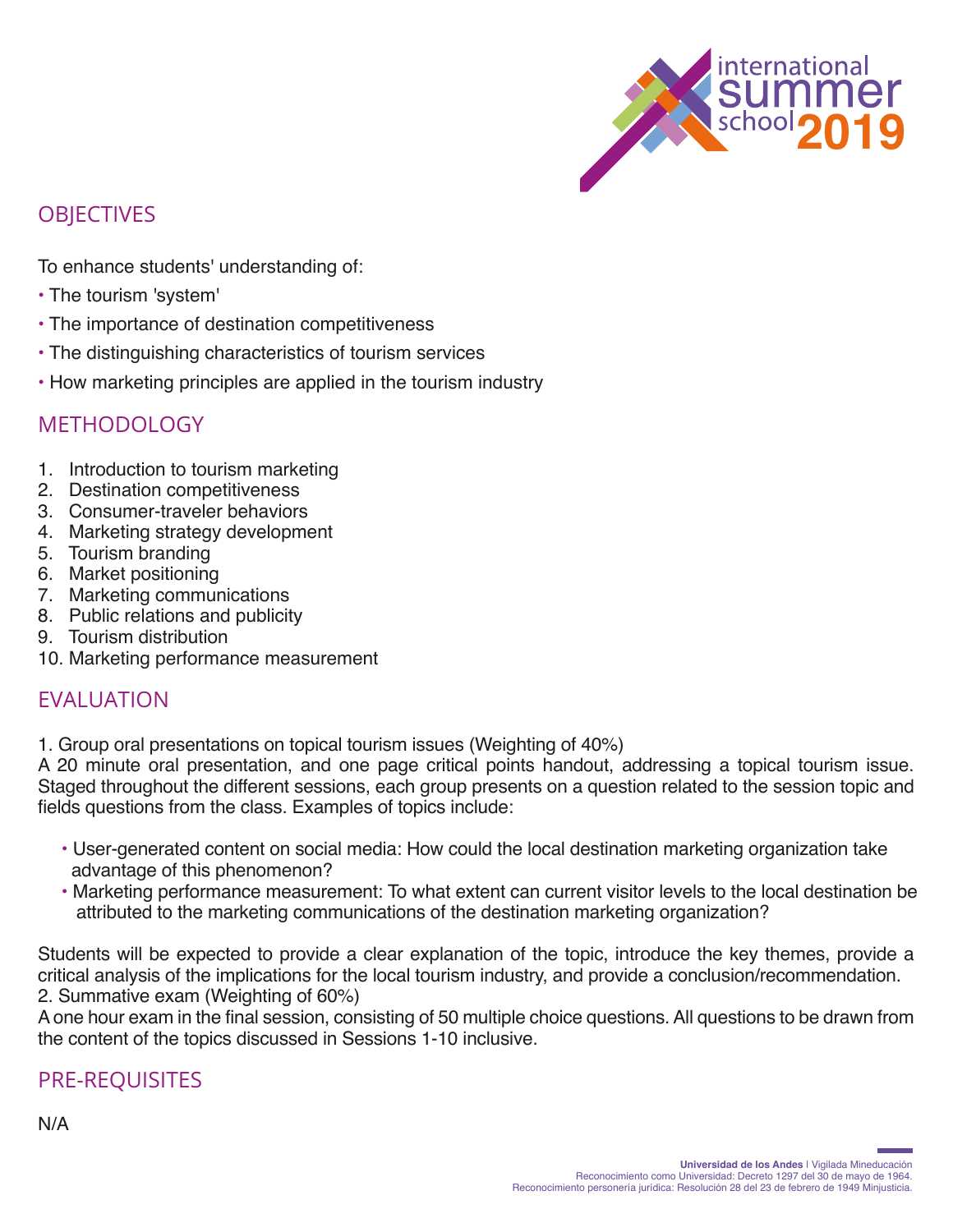## OBJECTIVES

To enhance students' understanding of:

- The tourism 'system'
- The importance of destination competitiveness
- The distinguishing characteristics of tourism services
- How marketing principles are applied in the tourism industry

## METHODOLOGY

1. Introduction to tourism marketing
2. Destination competitiveness
3. Consumer-traveler behaviors
4. Marketing strategy development
5. Tourism branding
6. Market positioning
7. Marketing communications
8. Public relations and publicity
9. Tourism distribution
10. Marketing performance measurement

## EVALUATION

1. Group oral presentations on topical tourism issues (Weighting of 40%)
A 20 minute oral presentation, and one page critical points handout, addressing a topical tourism issue. Staged throughout the different sessions, each group presents on a question related to the session topic and fields questions from the class. Examples of topics include:

- User-generated content on social media: How could the local destination marketing organization take advantage of this phenomenon?
- Marketing performance measurement: To what extent can current visitor levels to the local destination be attributed to the marketing communications of the destination marketing organization?

Students will be expected to provide a clear explanation of the topic, introduce the key themes, provide a critical analysis of the implications for the local tourism industry, and provide a conclusion/recommendation.
2. Summative exam (Weighting of 60%)
A one hour exam in the final session, consisting of 50 multiple choice questions. All questions to be drawn from the content of the topics discussed in Sessions 1-10 inclusive.

## PRE-REQUISITES

N/A